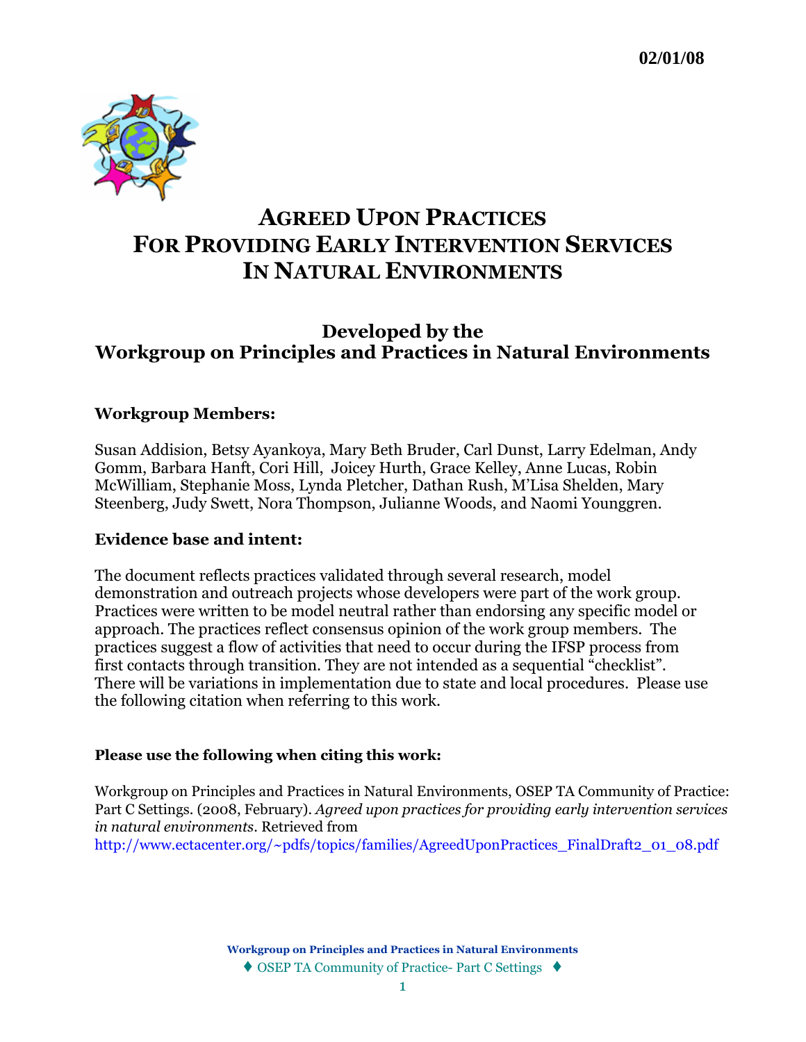02/01/08

# Agreed Upon Practices For Providing Early Intervention Services In Natural Environments

## Developed by the Workgroup on Principles and Practices in Natural Environments

### Workgroup Members:

Susan Addision, Betsy Ayankoya, Mary Beth Bruder, Carl Dunst, Larry Edelman, Andy Gomm, Barbara Hanft, Cori Hill, Joicey Hurth, Grace Kelley, Anne Lucas, Robin McWilliam, Stephanie Moss, Lynda Pletcher, Dathan Rush, M'Lisa Shelden, Mary Steenberg, Judy Swett, Nora Thompson, Julianne Woods, and Naomi Younggren.

### Evidence base and intent:

The document reflects practices validated through several research, model demonstration and outreach projects whose developers were part of the work group. Practices were written to be model neutral rather than endorsing any specific model or approach. The practices reflect consensus opinion of the work group members. The practices suggest a flow of activities that need to occur during the IFSP process from first contacts through transition. They are not intended as a sequential "checklist". There will be variations in implementation due to state and local procedures. Please use the following citation when referring to this work.

**Please use the following when citing this work:**

Workgroup on Principles and Practices in Natural Environments, OSEP TA Community of Practice: Part C Settings. (2008, February). *Agreed upon practices for providing early intervention services in natural environments*. Retrieved from http://www.ectacenter.org/~pdfs/topics/families/AgreedUponPractices_FinalDraft2_01_08.pdf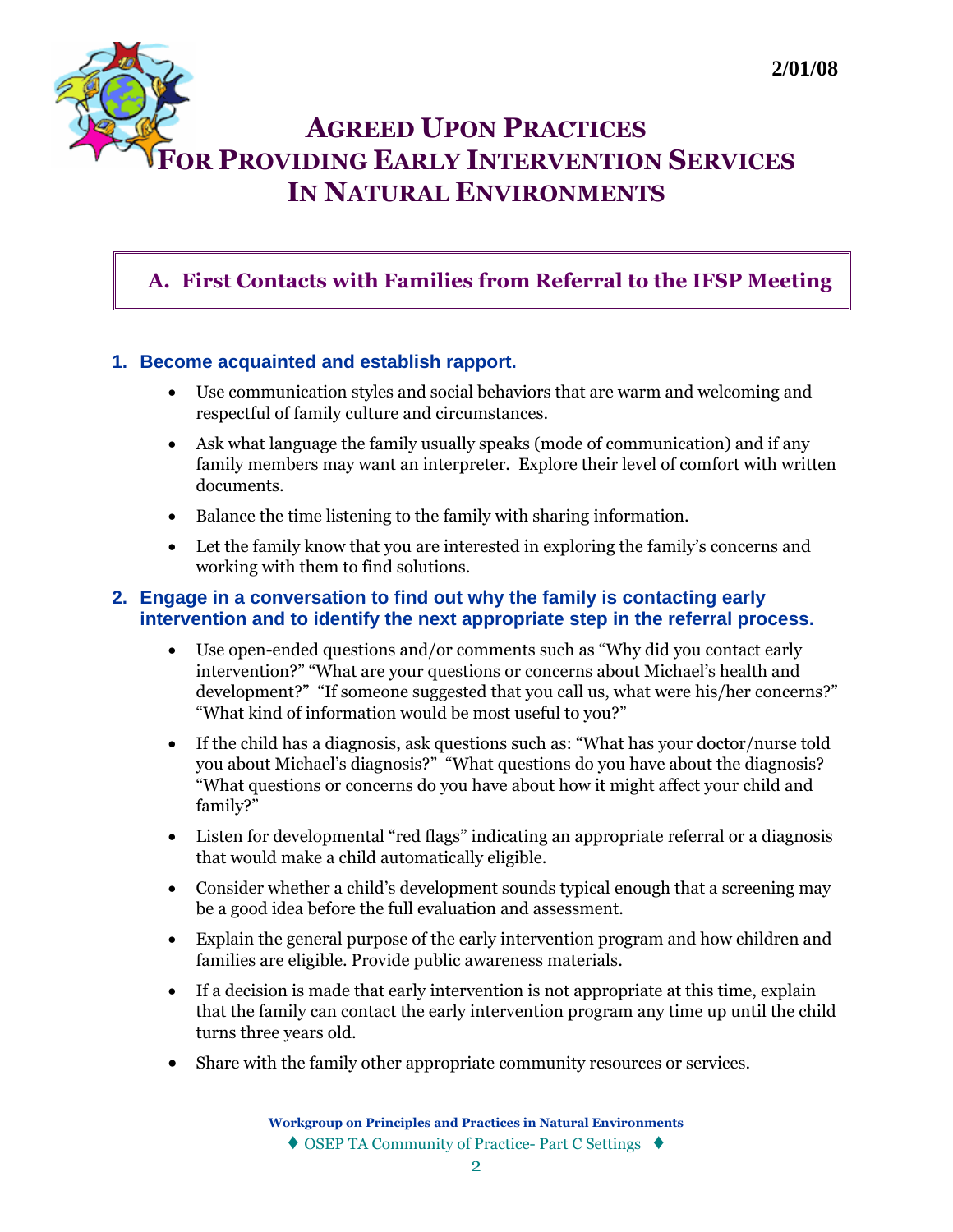2/01/08

# Agreed Upon Practices For Providing Early Intervention Services In Natural Environments

## A. First Contacts with Families from Referral to the IFSP Meeting

### 1. Become acquainted and establish rapport.

- Use communication styles and social behaviors that are warm and welcoming and respectful of family culture and circumstances.
- Ask what language the family usually speaks (mode of communication) and if any family members may want an interpreter. Explore their level of comfort with written documents.
- Balance the time listening to the family with sharing information.
- Let the family know that you are interested in exploring the family's concerns and working with them to find solutions.

### 2. Engage in a conversation to find out why the family is contacting early intervention and to identify the next appropriate step in the referral process.

- Use open-ended questions and/or comments such as "Why did you contact early intervention?" "What are your questions or concerns about Michael's health and development?" "If someone suggested that you call us, what were his/her concerns?" "What kind of information would be most useful to you?"
- If the child has a diagnosis, ask questions such as: "What has your doctor/nurse told you about Michael's diagnosis?" "What questions do you have about the diagnosis? "What questions or concerns do you have about how it might affect your child and family?"
- Listen for developmental "red flags" indicating an appropriate referral or a diagnosis that would make a child automatically eligible.
- Consider whether a child's development sounds typical enough that a screening may be a good idea before the full evaluation and assessment.
- Explain the general purpose of the early intervention program and how children and families are eligible. Provide public awareness materials.
- If a decision is made that early intervention is not appropriate at this time, explain that the family can contact the early intervention program any time up until the child turns three years old.
- Share with the family other appropriate community resources or services.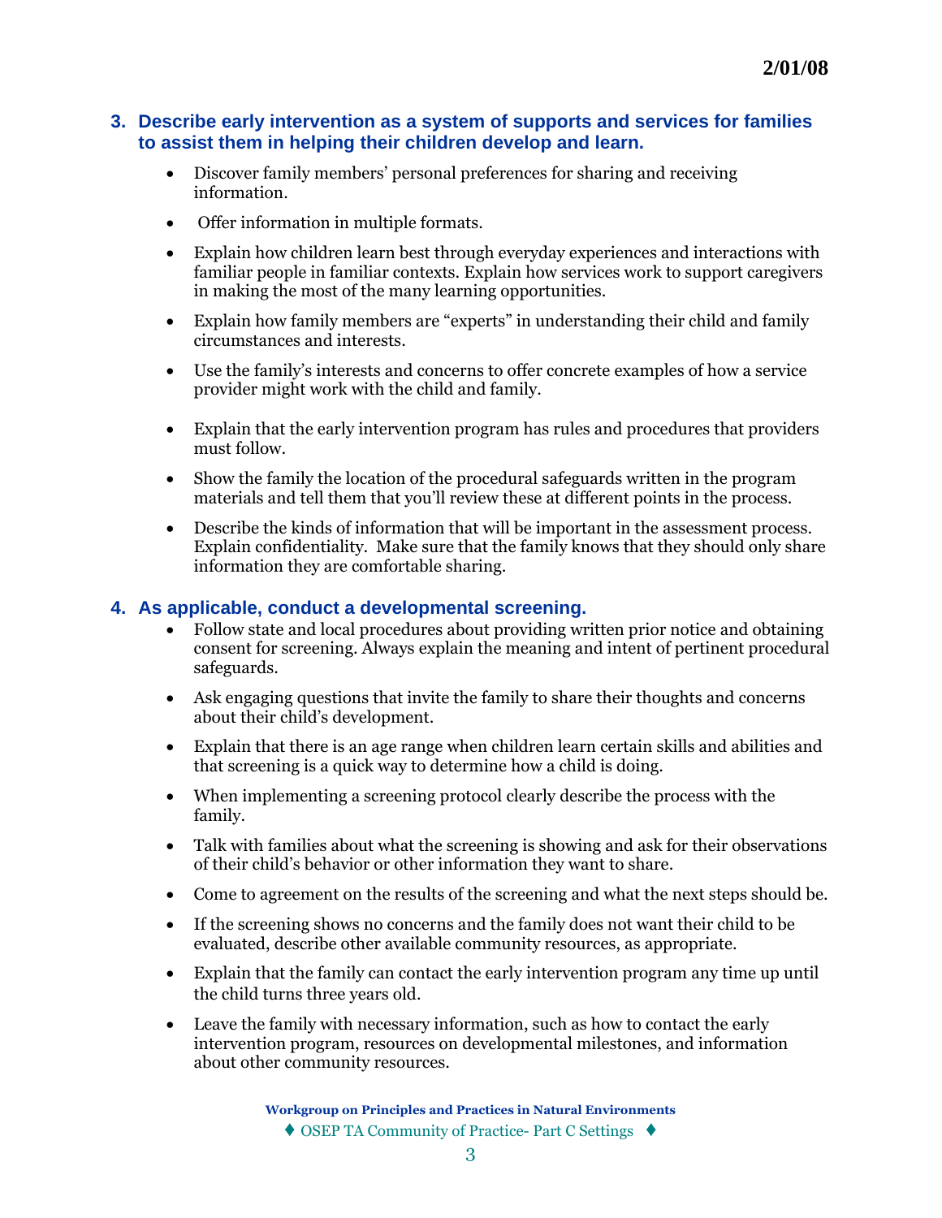### 3. Describe early intervention as a system of supports and services for families to assist them in helping their children develop and learn.

- Discover family members' personal preferences for sharing and receiving information.
- Offer information in multiple formats.
- Explain how children learn best through everyday experiences and interactions with familiar people in familiar contexts. Explain how services work to support caregivers in making the most of the many learning opportunities.
- Explain how family members are "experts" in understanding their child and family circumstances and interests.
- Use the family's interests and concerns to offer concrete examples of how a service provider might work with the child and family.
- Explain that the early intervention program has rules and procedures that providers must follow.
- Show the family the location of the procedural safeguards written in the program materials and tell them that you'll review these at different points in the process.
- Describe the kinds of information that will be important in the assessment process. Explain confidentiality. Make sure that the family knows that they should only share information they are comfortable sharing.

### 4. As applicable, conduct a developmental screening.

- Follow state and local procedures about providing written prior notice and obtaining consent for screening. Always explain the meaning and intent of pertinent procedural safeguards.
- Ask engaging questions that invite the family to share their thoughts and concerns about their child's development.
- Explain that there is an age range when children learn certain skills and abilities and that screening is a quick way to determine how a child is doing.
- When implementing a screening protocol clearly describe the process with the family.
- Talk with families about what the screening is showing and ask for their observations of their child's behavior or other information they want to share.
- Come to agreement on the results of the screening and what the next steps should be.
- If the screening shows no concerns and the family does not want their child to be evaluated, describe other available community resources, as appropriate.
- Explain that the family can contact the early intervention program any time up until the child turns three years old.
- Leave the family with necessary information, such as how to contact the early intervention program, resources on developmental milestones, and information about other community resources.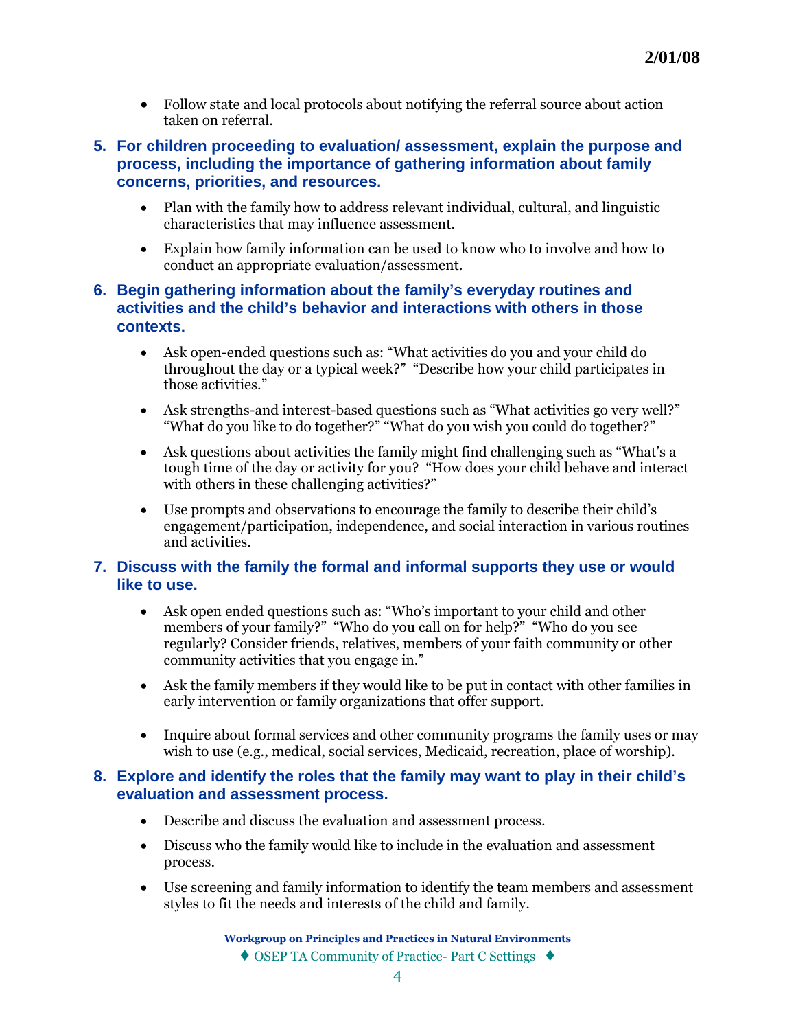- Follow state and local protocols about notifying the referral source about action taken on referral.

5. **For children proceeding to evaluation/ assessment, explain the purpose and process, including the importance of gathering information about family concerns, priorities, and resources.**

    - Plan with the family how to address relevant individual, cultural, and linguistic characteristics that may influence assessment.
    - Explain how family information can be used to know who to involve and how to conduct an appropriate evaluation/assessment.

6. **Begin gathering information about the family's everyday routines and activities and the child's behavior and interactions with others in those contexts.**

    - Ask open-ended questions such as: "What activities do you and your child do throughout the day or a typical week?" "Describe how your child participates in those activities."
    - Ask strengths-and interest-based questions such as "What activities go very well?" "What do you like to do together?" "What do you wish you could do together?"
    - Ask questions about activities the family might find challenging such as "What's a tough time of the day or activity for you? "How does your child behave and interact with others in these challenging activities?"
    - Use prompts and observations to encourage the family to describe their child's engagement/participation, independence, and social interaction in various routines and activities.

7. **Discuss with the family the formal and informal supports they use or would like to use.**

    - Ask open ended questions such as: "Who's important to your child and other members of your family?" "Who do you call on for help?" "Who do you see regularly? Consider friends, relatives, members of your faith community or other community activities that you engage in."
    - Ask the family members if they would like to be put in contact with other families in early intervention or family organizations that offer support.
    - Inquire about formal services and other community programs the family uses or may wish to use (e.g., medical, social services, Medicaid, recreation, place of worship).

8. **Explore and identify the roles that the family may want to play in their child's evaluation and assessment process.**

    - Describe and discuss the evaluation and assessment process.
    - Discuss who the family would like to include in the evaluation and assessment process.
    - Use screening and family information to identify the team members and assessment styles to fit the needs and interests of the child and family.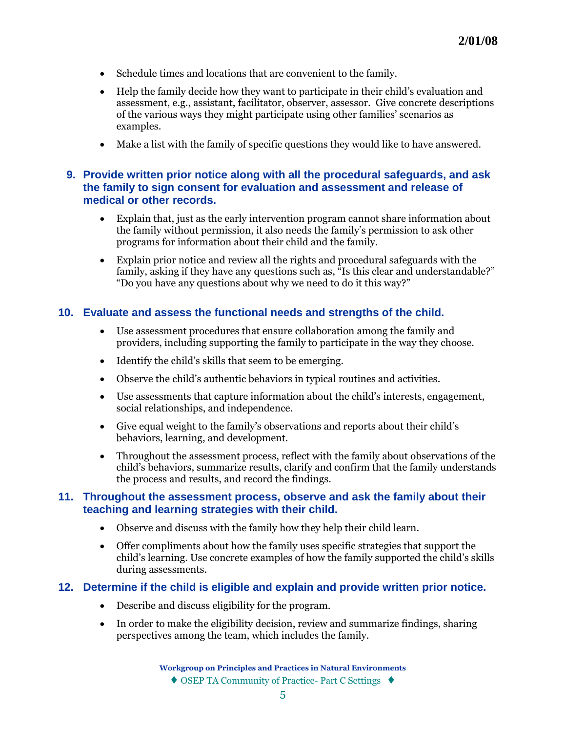- Schedule times and locations that are convenient to the family.
- Help the family decide how they want to participate in their child's evaluation and assessment, e.g., assistant, facilitator, observer, assessor. Give concrete descriptions of the various ways they might participate using other families' scenarios as examples.
- Make a list with the family of specific questions they would like to have answered.

### 9. Provide written prior notice along with all the procedural safeguards, and ask the family to sign consent for evaluation and assessment and release of medical or other records.

- Explain that, just as the early intervention program cannot share information about the family without permission, it also needs the family's permission to ask other programs for information about their child and the family.
- Explain prior notice and review all the rights and procedural safeguards with the family, asking if they have any questions such as, "Is this clear and understandable?" "Do you have any questions about why we need to do it this way?"

### 10. Evaluate and assess the functional needs and strengths of the child.

- Use assessment procedures that ensure collaboration among the family and providers, including supporting the family to participate in the way they choose.
- Identify the child's skills that seem to be emerging.
- Observe the child's authentic behaviors in typical routines and activities.
- Use assessments that capture information about the child's interests, engagement, social relationships, and independence.
- Give equal weight to the family's observations and reports about their child's behaviors, learning, and development.
- Throughout the assessment process, reflect with the family about observations of the child's behaviors, summarize results, clarify and confirm that the family understands the process and results, and record the findings.

### 11. Throughout the assessment process, observe and ask the family about their teaching and learning strategies with their child.

- Observe and discuss with the family how they help their child learn.
- Offer compliments about how the family uses specific strategies that support the child's learning. Use concrete examples of how the family supported the child's skills during assessments.

### 12. Determine if the child is eligible and explain and provide written prior notice.

- Describe and discuss eligibility for the program.
- In order to make the eligibility decision, review and summarize findings, sharing perspectives among the team, which includes the family.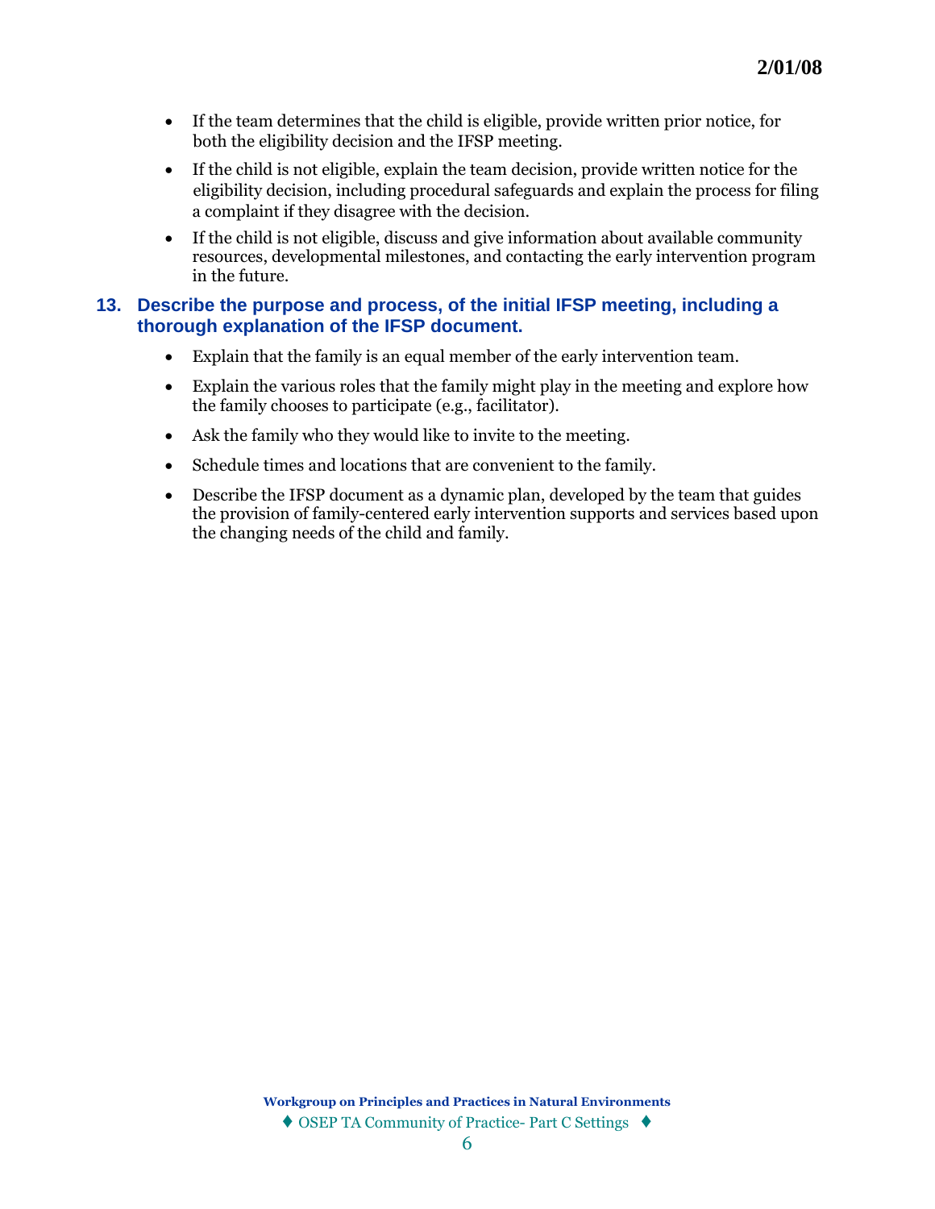- If the team determines that the child is eligible, provide written prior notice, for both the eligibility decision and the IFSP meeting.
- If the child is not eligible, explain the team decision, provide written notice for the eligibility decision, including procedural safeguards and explain the process for filing a complaint if they disagree with the decision.
- If the child is not eligible, discuss and give information about available community resources, developmental milestones, and contacting the early intervention program in the future.

### 13. Describe the purpose and process, of the initial IFSP meeting, including a thorough explanation of the IFSP document.

- Explain that the family is an equal member of the early intervention team.
- Explain the various roles that the family might play in the meeting and explore how the family chooses to participate (e.g., facilitator).
- Ask the family who they would like to invite to the meeting.
- Schedule times and locations that are convenient to the family.
- Describe the IFSP document as a dynamic plan, developed by the team that guides the provision of family-centered early intervention supports and services based upon the changing needs of the child and family.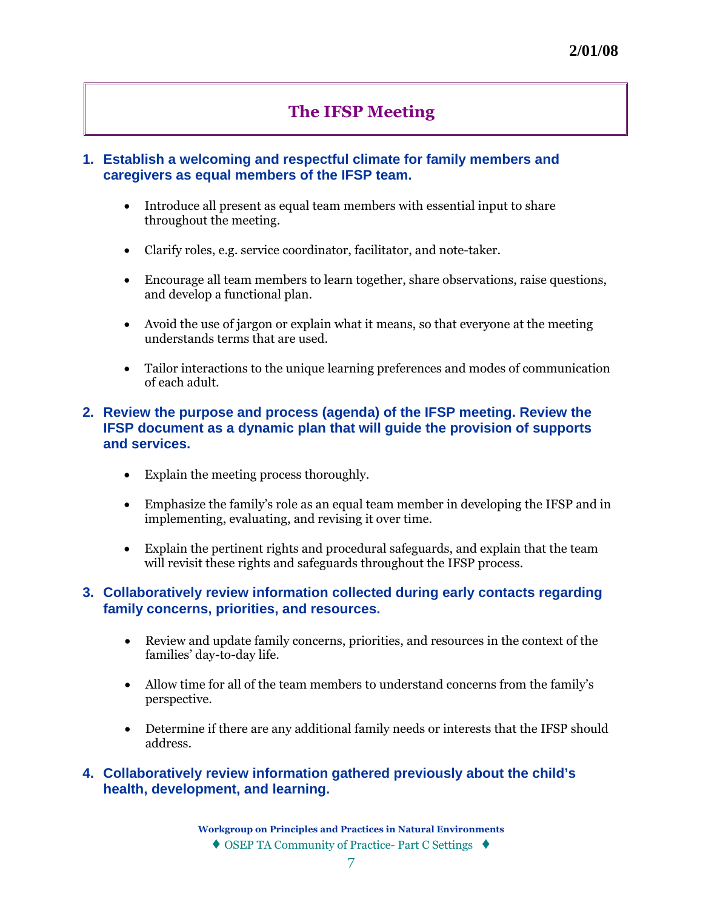# The IFSP Meeting

### 1. Establish a welcoming and respectful climate for family members and caregivers as equal members of the IFSP team.

- Introduce all present as equal team members with essential input to share throughout the meeting.
- Clarify roles, e.g. service coordinator, facilitator, and note-taker.
- Encourage all team members to learn together, share observations, raise questions, and develop a functional plan.
- Avoid the use of jargon or explain what it means, so that everyone at the meeting understands terms that are used.
- Tailor interactions to the unique learning preferences and modes of communication of each adult.

### 2. Review the purpose and process (agenda) of the IFSP meeting. Review the IFSP document as a dynamic plan that will guide the provision of supports and services.

- Explain the meeting process thoroughly.
- Emphasize the family's role as an equal team member in developing the IFSP and in implementing, evaluating, and revising it over time.
- Explain the pertinent rights and procedural safeguards, and explain that the team will revisit these rights and safeguards throughout the IFSP process.

### 3. Collaboratively review information collected during early contacts regarding family concerns, priorities, and resources.

- Review and update family concerns, priorities, and resources in the context of the families' day-to-day life.
- Allow time for all of the team members to understand concerns from the family's perspective.
- Determine if there are any additional family needs or interests that the IFSP should address.

### 4. Collaboratively review information gathered previously about the child's health, development, and learning.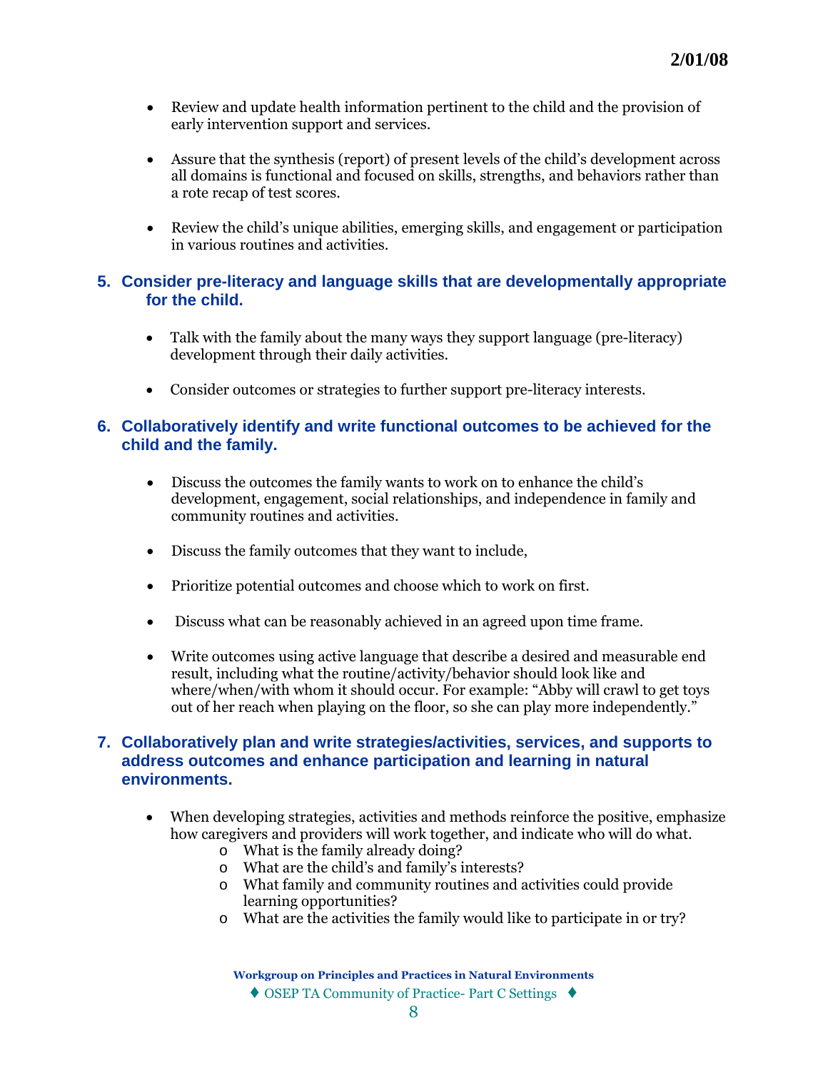- Review and update health information pertinent to the child and the provision of early intervention support and services.

- Assure that the synthesis (report) of present levels of the child's development across all domains is functional and focused on skills, strengths, and behaviors rather than a rote recap of test scores.

- Review the child's unique abilities, emerging skills, and engagement or participation in various routines and activities.

## 5. Consider pre-literacy and language skills that are developmentally appropriate for the child.

- Talk with the family about the many ways they support language (pre-literacy) development through their daily activities.

- Consider outcomes or strategies to further support pre-literacy interests.

## 6. Collaboratively identify and write functional outcomes to be achieved for the child and the family.

- Discuss the outcomes the family wants to work on to enhance the child's development, engagement, social relationships, and independence in family and community routines and activities.

- Discuss the family outcomes that they want to include,

- Prioritize potential outcomes and choose which to work on first.

- Discuss what can be reasonably achieved in an agreed upon time frame.

- Write outcomes using active language that describe a desired and measurable end result, including what the routine/activity/behavior should look like and where/when/with whom it should occur. For example: "Abby will crawl to get toys out of her reach when playing on the floor, so she can play more independently."

## 7. Collaboratively plan and write strategies/activities, services, and supports to address outcomes and enhance participation and learning in natural environments.

- When developing strategies, activities and methods reinforce the positive, emphasize how caregivers and providers will work together, and indicate who will do what.
  - What is the family already doing?
  - What are the child's and family's interests?
  - What family and community routines and activities could provide learning opportunities?
  - What are the activities the family would like to participate in or try?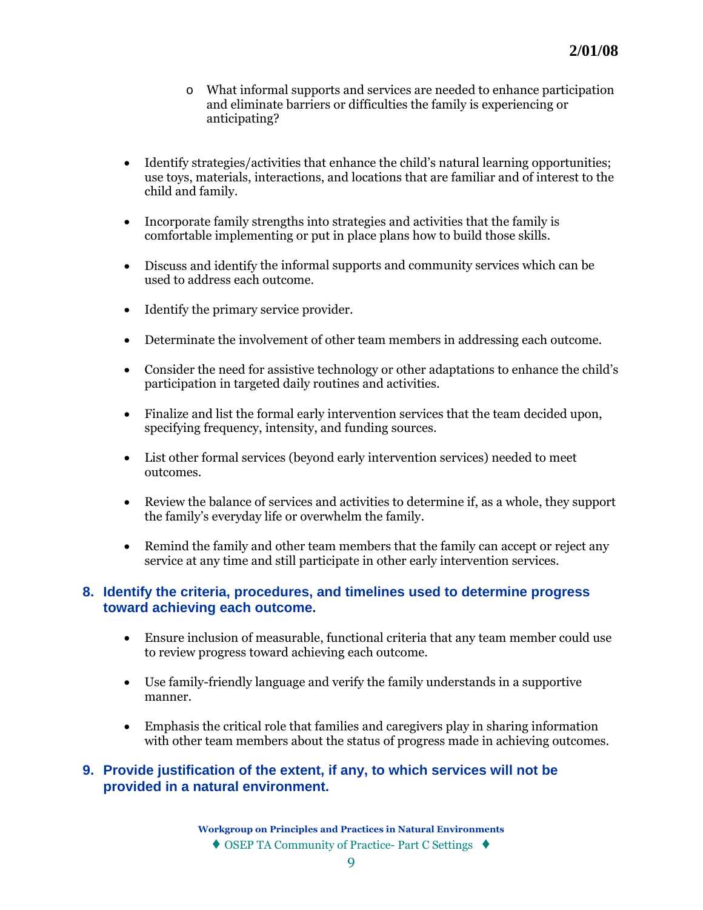- What informal supports and services are needed to enhance participation and eliminate barriers or difficulties the family is experiencing or anticipating?

- Identify strategies/activities that enhance the child's natural learning opportunities; use toys, materials, interactions, and locations that are familiar and of interest to the child and family.

- Incorporate family strengths into strategies and activities that the family is comfortable implementing or put in place plans how to build those skills.

- Discuss and identify the informal supports and community services which can be used to address each outcome.

- Identify the primary service provider.

- Determinate the involvement of other team members in addressing each outcome.

- Consider the need for assistive technology or other adaptations to enhance the child's participation in targeted daily routines and activities.

- Finalize and list the formal early intervention services that the team decided upon, specifying frequency, intensity, and funding sources.

- List other formal services (beyond early intervention services) needed to meet outcomes.

- Review the balance of services and activities to determine if, as a whole, they support the family's everyday life or overwhelm the family.

- Remind the family and other team members that the family can accept or reject any service at any time and still participate in other early intervention services.

### 8. Identify the criteria, procedures, and timelines used to determine progress toward achieving each outcome.

- Ensure inclusion of measurable, functional criteria that any team member could use to review progress toward achieving each outcome.

- Use family-friendly language and verify the family understands in a supportive manner.

- Emphasis the critical role that families and caregivers play in sharing information with other team members about the status of progress made in achieving outcomes.

### 9. Provide justification of the extent, if any, to which services will not be provided in a natural environment.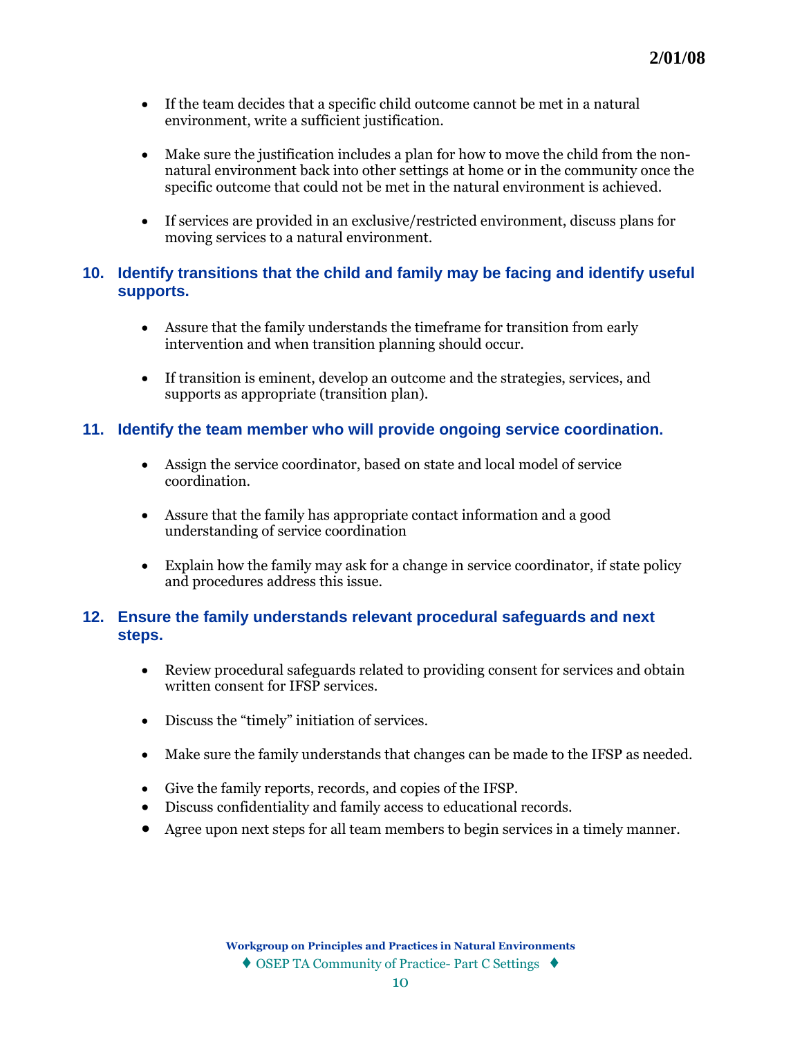- If the team decides that a specific child outcome cannot be met in a natural environment, write a sufficient justification.

- Make sure the justification includes a plan for how to move the child from the non-natural environment back into other settings at home or in the community once the specific outcome that could not be met in the natural environment is achieved.

- If services are provided in an exclusive/restricted environment, discuss plans for moving services to a natural environment.

## 10. Identify transitions that the child and family may be facing and identify useful supports.

- Assure that the family understands the timeframe for transition from early intervention and when transition planning should occur.

- If transition is eminent, develop an outcome and the strategies, services, and supports as appropriate (transition plan).

## 11. Identify the team member who will provide ongoing service coordination.

- Assign the service coordinator, based on state and local model of service coordination.

- Assure that the family has appropriate contact information and a good understanding of service coordination

- Explain how the family may ask for a change in service coordinator, if state policy and procedures address this issue.

## 12. Ensure the family understands relevant procedural safeguards and next steps.

- Review procedural safeguards related to providing consent for services and obtain written consent for IFSP services.

- Discuss the "timely" initiation of services.

- Make sure the family understands that changes can be made to the IFSP as needed.

- Give the family reports, records, and copies of the IFSP.
- Discuss confidentiality and family access to educational records.
- Agree upon next steps for all team members to begin services in a timely manner.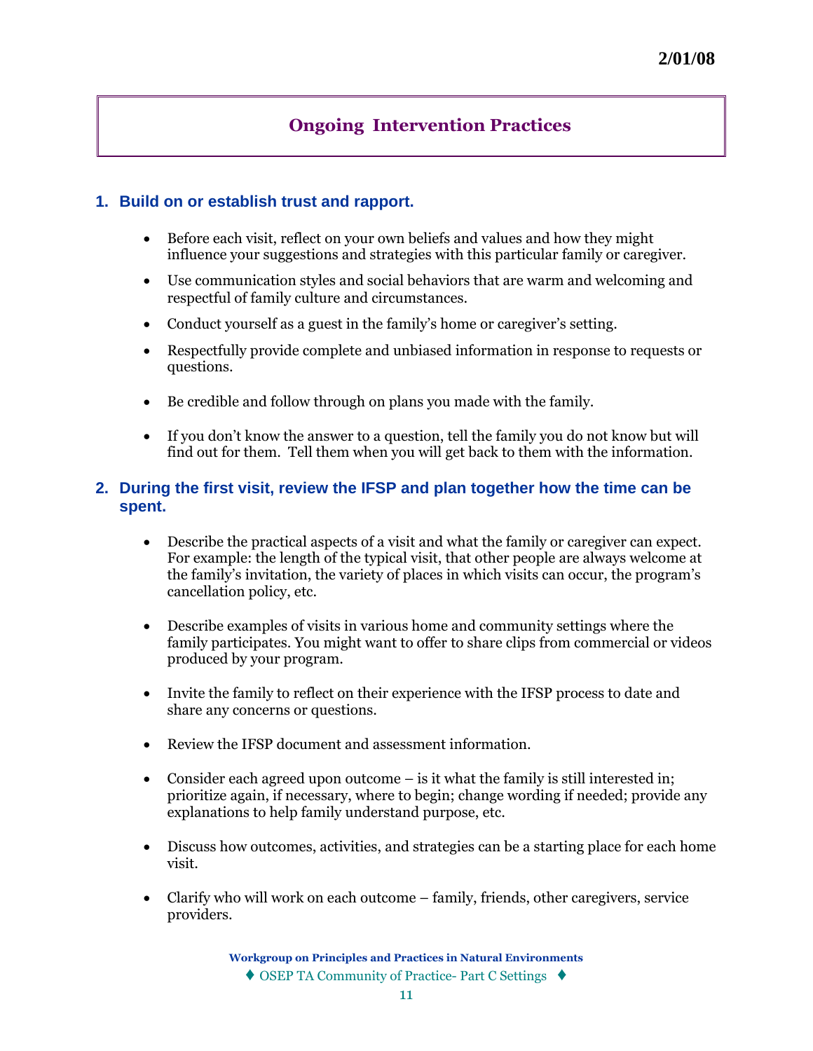2/01/08

# Ongoing Intervention Practices

## 1. Build on or establish trust and rapport.

- Before each visit, reflect on your own beliefs and values and how they might influence your suggestions and strategies with this particular family or caregiver.
- Use communication styles and social behaviors that are warm and welcoming and respectful of family culture and circumstances.
- Conduct yourself as a guest in the family's home or caregiver's setting.
- Respectfully provide complete and unbiased information in response to requests or questions.
- Be credible and follow through on plans you made with the family.
- If you don't know the answer to a question, tell the family you do not know but will find out for them. Tell them when you will get back to them with the information.

## 2. During the first visit, review the IFSP and plan together how the time can be spent.

- Describe the practical aspects of a visit and what the family or caregiver can expect. For example: the length of the typical visit, that other people are always welcome at the family's invitation, the variety of places in which visits can occur, the program's cancellation policy, etc.
- Describe examples of visits in various home and community settings where the family participates. You might want to offer to share clips from commercial or videos produced by your program.
- Invite the family to reflect on their experience with the IFSP process to date and share any concerns or questions.
- Review the IFSP document and assessment information.
- Consider each agreed upon outcome – is it what the family is still interested in; prioritize again, if necessary, where to begin; change wording if needed; provide any explanations to help family understand purpose, etc.
- Discuss how outcomes, activities, and strategies can be a starting place for each home visit.
- Clarify who will work on each outcome – family, friends, other caregivers, service providers.

**Workgroup on Principles and Practices in Natural Environments**
♦ OSEP TA Community of Practice- Part C Settings ♦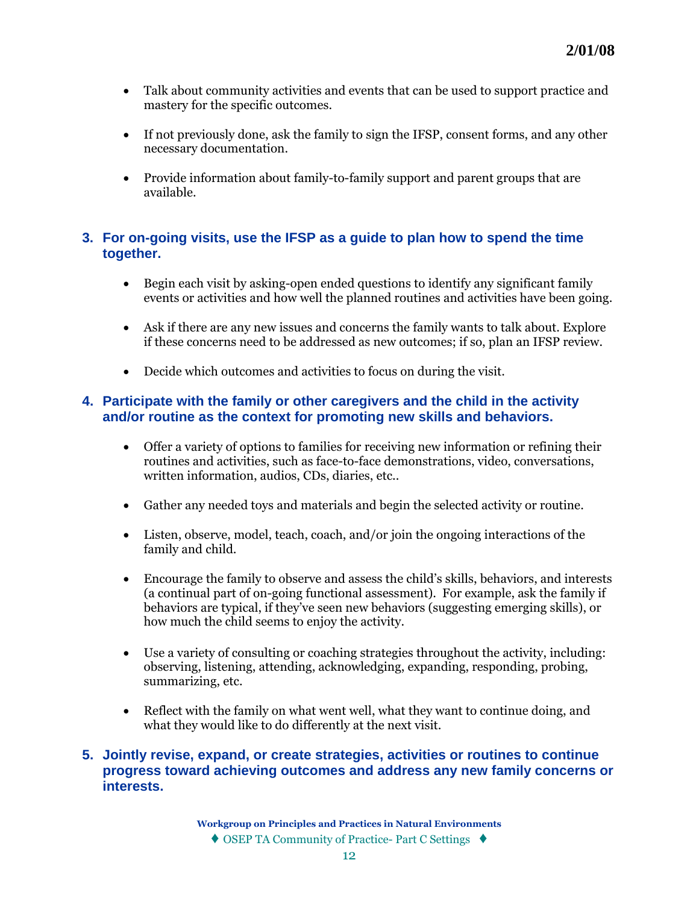- Talk about community activities and events that can be used to support practice and mastery for the specific outcomes.

- If not previously done, ask the family to sign the IFSP, consent forms, and any other necessary documentation.

- Provide information about family-to-family support and parent groups that are available.

### 3. For on-going visits, use the IFSP as a guide to plan how to spend the time together.

- Begin each visit by asking-open ended questions to identify any significant family events or activities and how well the planned routines and activities have been going.

- Ask if there are any new issues and concerns the family wants to talk about. Explore if these concerns need to be addressed as new outcomes; if so, plan an IFSP review.

- Decide which outcomes and activities to focus on during the visit.

### 4. Participate with the family or other caregivers and the child in the activity and/or routine as the context for promoting new skills and behaviors.

- Offer a variety of options to families for receiving new information or refining their routines and activities, such as face-to-face demonstrations, video, conversations, written information, audios, CDs, diaries, etc..

- Gather any needed toys and materials and begin the selected activity or routine.

- Listen, observe, model, teach, coach, and/or join the ongoing interactions of the family and child.

- Encourage the family to observe and assess the child's skills, behaviors, and interests (a continual part of on-going functional assessment). For example, ask the family if behaviors are typical, if they've seen new behaviors (suggesting emerging skills), or how much the child seems to enjoy the activity.

- Use a variety of consulting or coaching strategies throughout the activity, including: observing, listening, attending, acknowledging, expanding, responding, probing, summarizing, etc.

- Reflect with the family on what went well, what they want to continue doing, and what they would like to do differently at the next visit.

### 5. Jointly revise, expand, or create strategies, activities or routines to continue progress toward achieving outcomes and address any new family concerns or interests.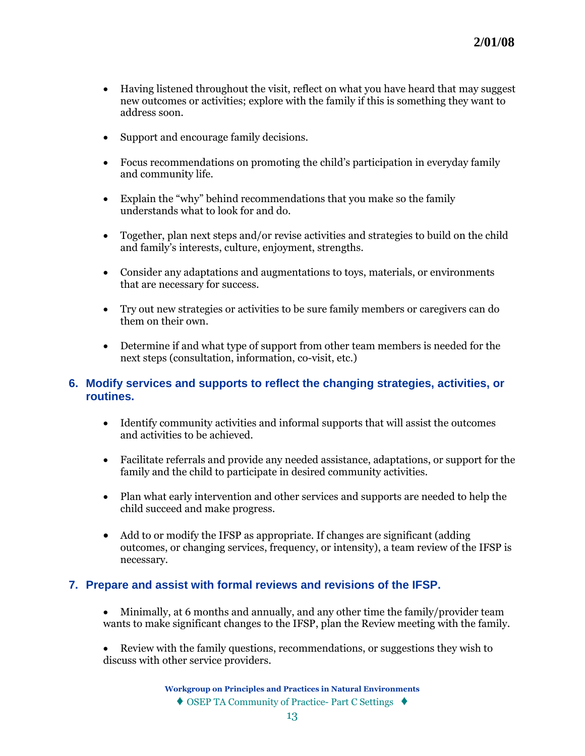- Having listened throughout the visit, reflect on what you have heard that may suggest new outcomes or activities; explore with the family if this is something they want to address soon.

- Support and encourage family decisions.

- Focus recommendations on promoting the child's participation in everyday family and community life.

- Explain the "why" behind recommendations that you make so the family understands what to look for and do.

- Together, plan next steps and/or revise activities and strategies to build on the child and family's interests, culture, enjoyment, strengths.

- Consider any adaptations and augmentations to toys, materials, or environments that are necessary for success.

- Try out new strategies or activities to be sure family members or caregivers can do them on their own.

- Determine if and what type of support from other team members is needed for the next steps (consultation, information, co-visit, etc.)

### 6. Modify services and supports to reflect the changing strategies, activities, or routines.

- Identify community activities and informal supports that will assist the outcomes and activities to be achieved.

- Facilitate referrals and provide any needed assistance, adaptations, or support for the family and the child to participate in desired community activities.

- Plan what early intervention and other services and supports are needed to help the child succeed and make progress.

- Add to or modify the IFSP as appropriate. If changes are significant (adding outcomes, or changing services, frequency, or intensity), a team review of the IFSP is necessary.

### 7. Prepare and assist with formal reviews and revisions of the IFSP.

- Minimally, at 6 months and annually, and any other time the family/provider team wants to make significant changes to the IFSP, plan the Review meeting with the family.

- Review with the family questions, recommendations, or suggestions they wish to discuss with other service providers.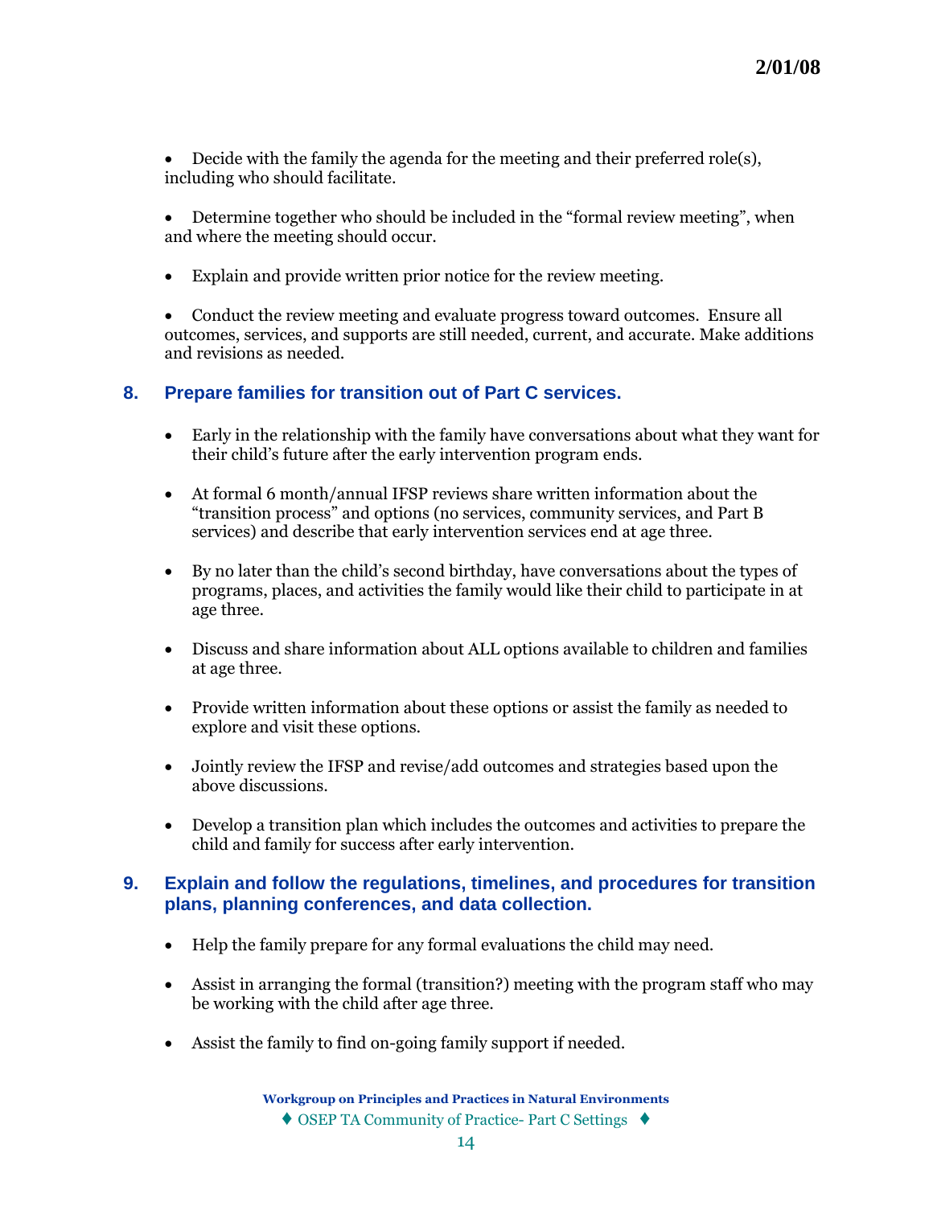- Decide with the family the agenda for the meeting and their preferred role(s), including who should facilitate.

- Determine together who should be included in the "formal review meeting", when and where the meeting should occur.

- Explain and provide written prior notice for the review meeting.

- Conduct the review meeting and evaluate progress toward outcomes. Ensure all outcomes, services, and supports are still needed, current, and accurate. Make additions and revisions as needed.

### 8. Prepare families for transition out of Part C services.

- Early in the relationship with the family have conversations about what they want for their child's future after the early intervention program ends.

- At formal 6 month/annual IFSP reviews share written information about the "transition process" and options (no services, community services, and Part B services) and describe that early intervention services end at age three.

- By no later than the child's second birthday, have conversations about the types of programs, places, and activities the family would like their child to participate in at age three.

- Discuss and share information about ALL options available to children and families at age three.

- Provide written information about these options or assist the family as needed to explore and visit these options.

- Jointly review the IFSP and revise/add outcomes and strategies based upon the above discussions.

- Develop a transition plan which includes the outcomes and activities to prepare the child and family for success after early intervention.

### 9. Explain and follow the regulations, timelines, and procedures for transition plans, planning conferences, and data collection.

- Help the family prepare for any formal evaluations the child may need.

- Assist in arranging the formal (transition?) meeting with the program staff who may be working with the child after age three.

- Assist the family to find on-going family support if needed.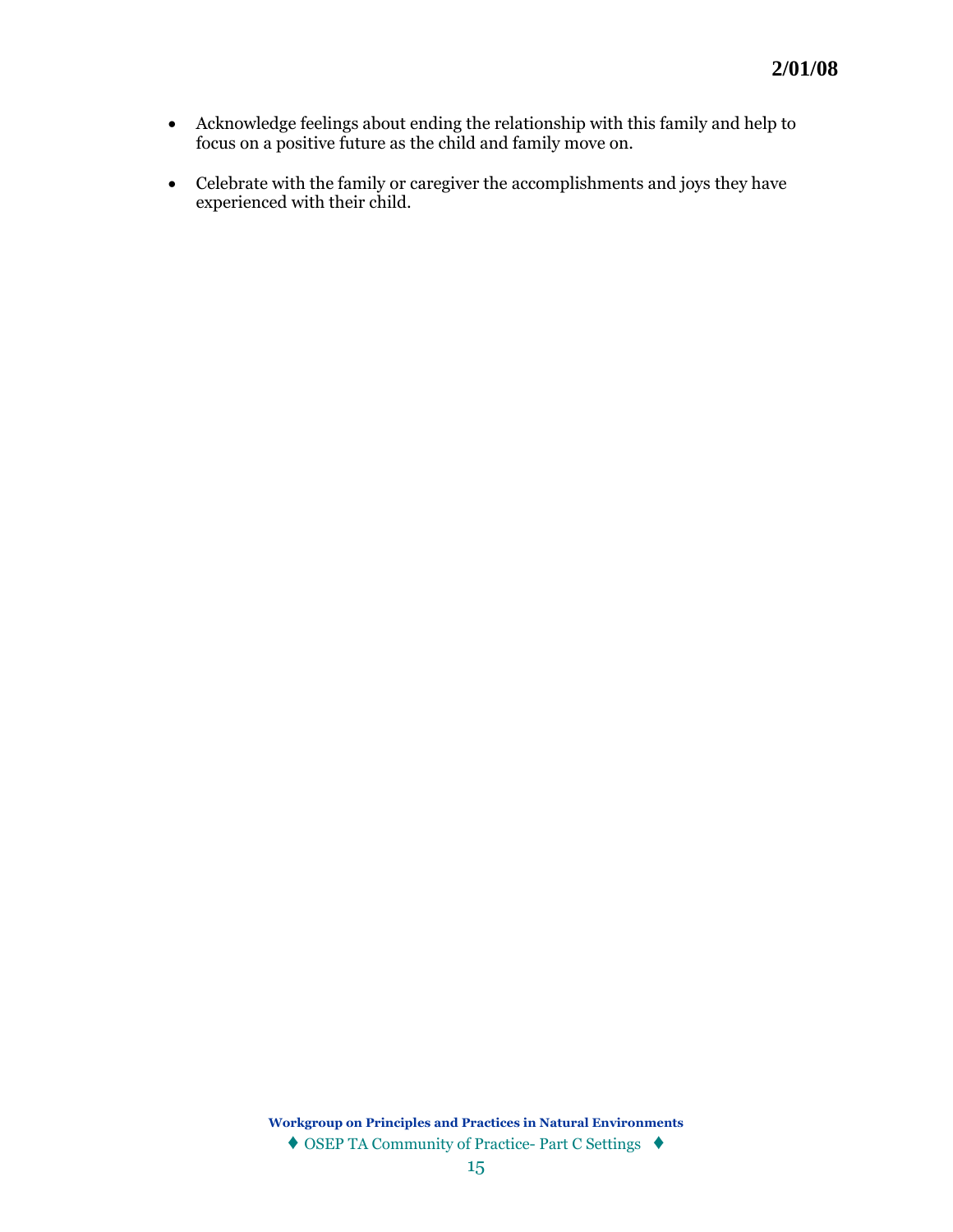- Acknowledge feelings about ending the relationship with this family and help to focus on a positive future as the child and family move on.

- Celebrate with the family or caregiver the accomplishments and joys they have experienced with their child.